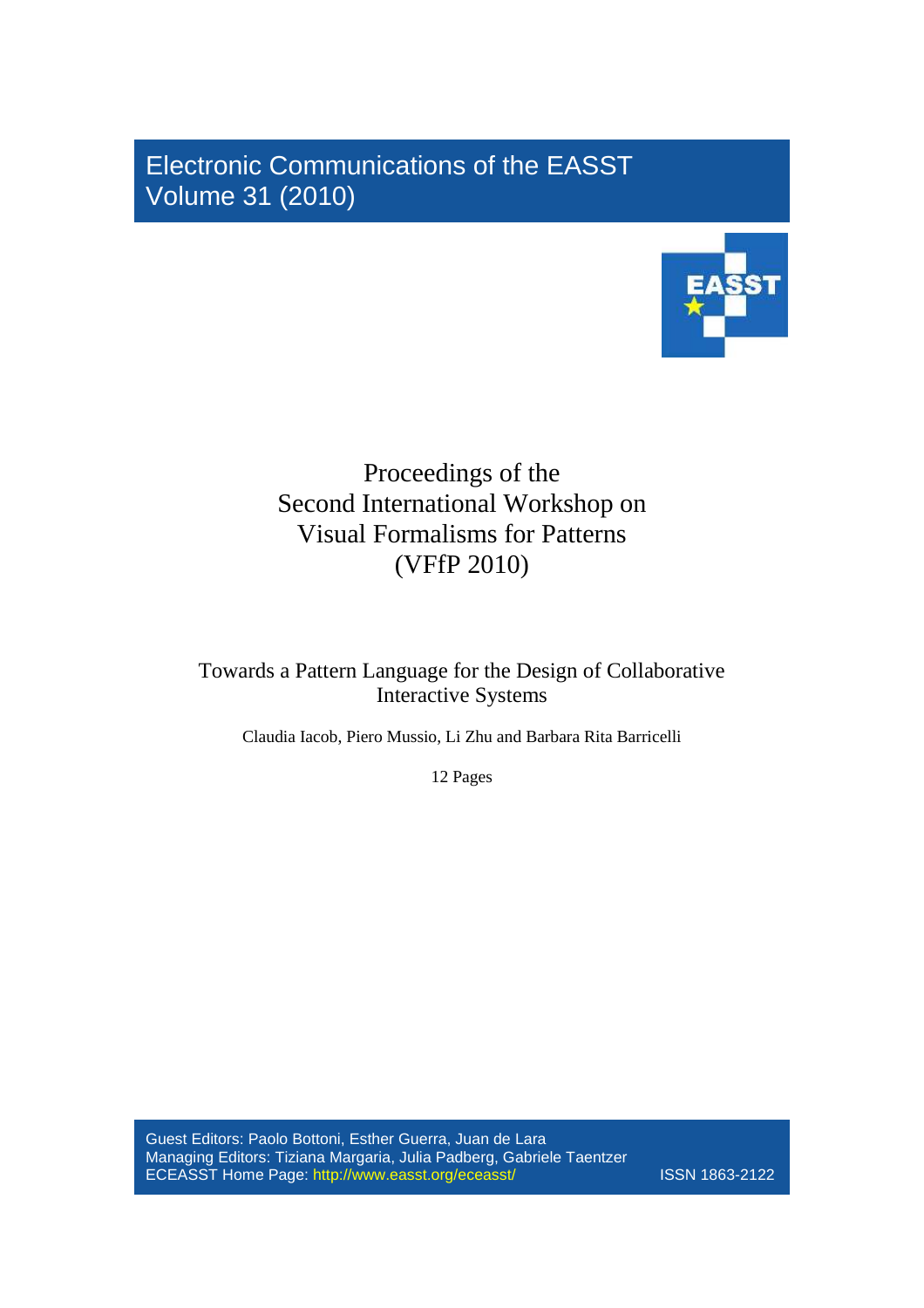Electronic Communications of the EASST
Volume 31 (2010)

# Proceedings of the Second International Workshop on Visual Formalisms for Patterns (VFfP 2010)

## Towards a Pattern Language for the Design of Collaborative Interactive Systems

Claudia Iacob, Piero Mussio, Li Zhu and Barbara Rita Barricelli

12 Pages

Guest Editors: Paolo Bottoni, Esther Guerra, Juan de Lara
Managing Editors: Tiziana Margaria, Julia Padberg, Gabriele Taentzer
ECEASST Home Page: http://www.easst.org/eceasst/

ISSN 1863-2122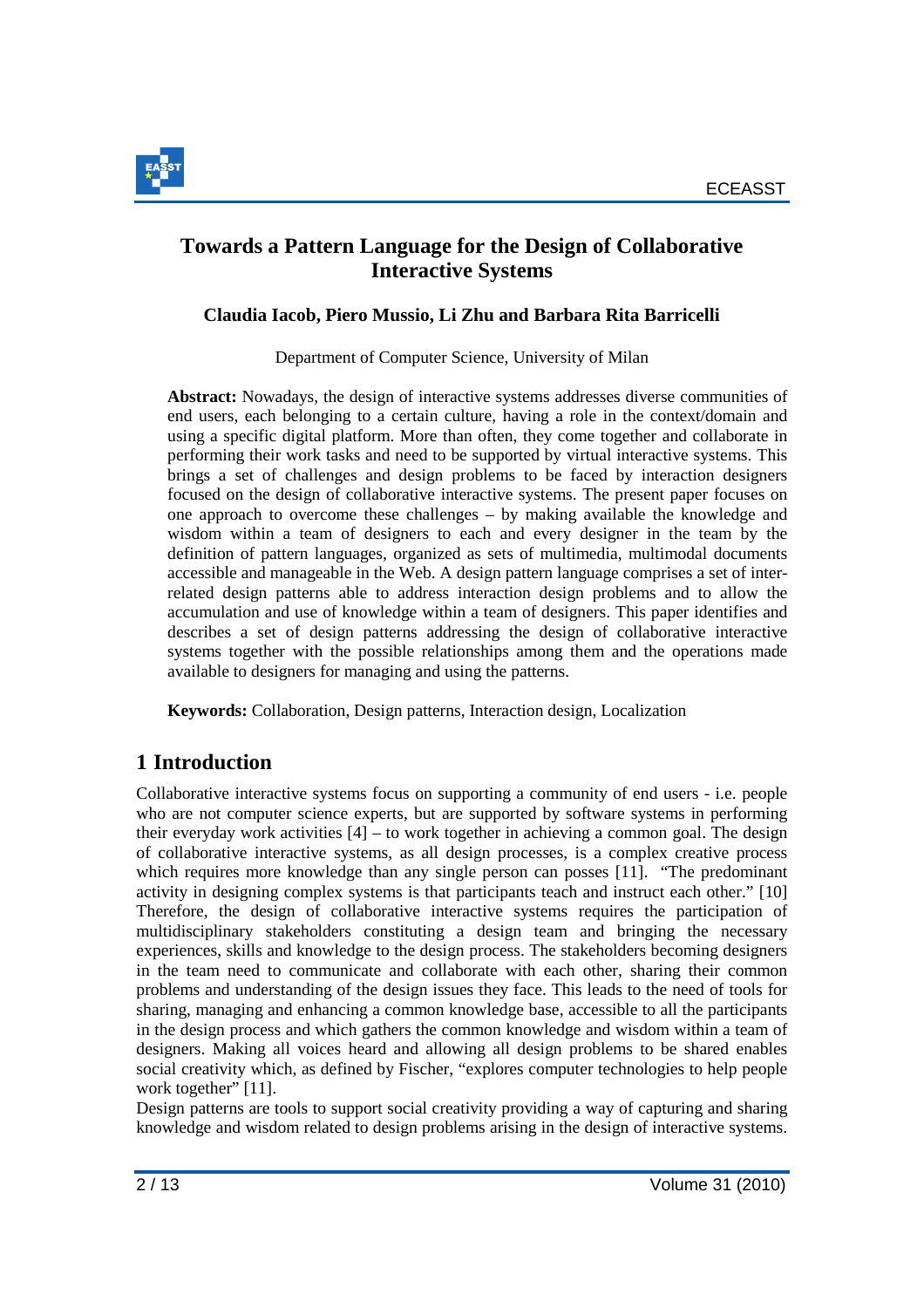# Towards a Pattern Language for the Design of Collaborative Interactive Systems

**Claudia Iacob, Piero Mussio, Li Zhu and Barbara Rita Barricelli**

Department of Computer Science, University of Milan

**Abstract:** Nowadays, the design of interactive systems addresses diverse communities of end users, each belonging to a certain culture, having a role in the context/domain and using a specific digital platform. More than often, they come together and collaborate in performing their work tasks and need to be supported by virtual interactive systems. This brings a set of challenges and design problems to be faced by interaction designers focused on the design of collaborative interactive systems. The present paper focuses on one approach to overcome these challenges – by making available the knowledge and wisdom within a team of designers to each and every designer in the team by the definition of pattern languages, organized as sets of multimedia, multimodal documents accessible and manageable in the Web. A design pattern language comprises a set of inter-related design patterns able to address interaction design problems and to allow the accumulation and use of knowledge within a team of designers. This paper identifies and describes a set of design patterns addressing the design of collaborative interactive systems together with the possible relationships among them and the operations made available to designers for managing and using the patterns.

**Keywords:** Collaboration, Design patterns, Interaction design, Localization

## 1 Introduction

Collaborative interactive systems focus on supporting a community of end users - i.e. people who are not computer science experts, but are supported by software systems in performing their everyday work activities [4] – to work together in achieving a common goal. The design of collaborative interactive systems, as all design processes, is a complex creative process which requires more knowledge than any single person can posses [11]. "The predominant activity in designing complex systems is that participants teach and instruct each other." [10] Therefore, the design of collaborative interactive systems requires the participation of multidisciplinary stakeholders constituting a design team and bringing the necessary experiences, skills and knowledge to the design process. The stakeholders becoming designers in the team need to communicate and collaborate with each other, sharing their common problems and understanding of the design issues they face. This leads to the need of tools for sharing, managing and enhancing a common knowledge base, accessible to all the participants in the design process and which gathers the common knowledge and wisdom within a team of designers. Making all voices heard and allowing all design problems to be shared enables social creativity which, as defined by Fischer, "explores computer technologies to help people work together" [11].

Design patterns are tools to support social creativity providing a way of capturing and sharing knowledge and wisdom related to design problems arising in the design of interactive systems.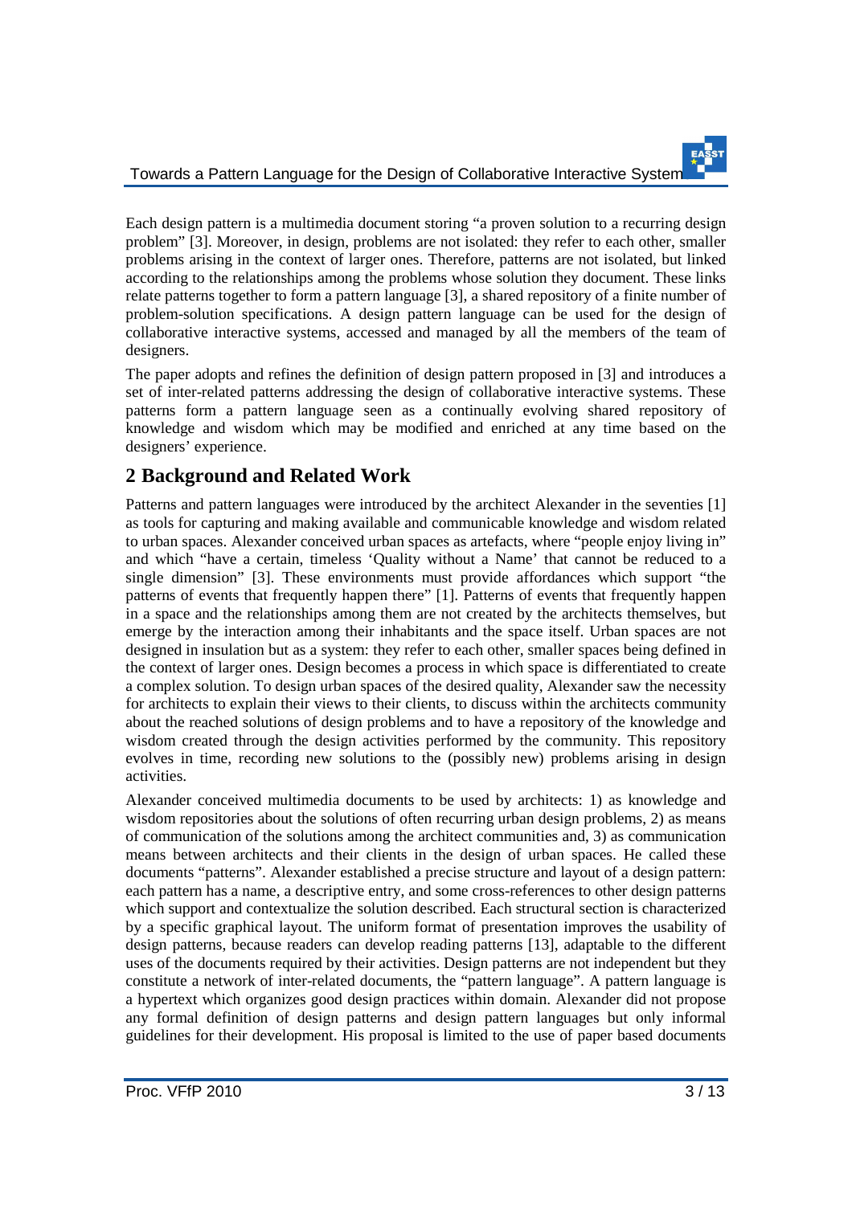Each design pattern is a multimedia document storing "a proven solution to a recurring design problem" [3]. Moreover, in design, problems are not isolated: they refer to each other, smaller problems arising in the context of larger ones. Therefore, patterns are not isolated, but linked according to the relationships among the problems whose solution they document. These links relate patterns together to form a pattern language [3], a shared repository of a finite number of problem-solution specifications. A design pattern language can be used for the design of collaborative interactive systems, accessed and managed by all the members of the team of designers.

The paper adopts and refines the definition of design pattern proposed in [3] and introduces a set of inter-related patterns addressing the design of collaborative interactive systems. These patterns form a pattern language seen as a continually evolving shared repository of knowledge and wisdom which may be modified and enriched at any time based on the designers' experience.

## 2 Background and Related Work

Patterns and pattern languages were introduced by the architect Alexander in the seventies [1] as tools for capturing and making available and communicable knowledge and wisdom related to urban spaces. Alexander conceived urban spaces as artefacts, where "people enjoy living in" and which "have a certain, timeless 'Quality without a Name' that cannot be reduced to a single dimension" [3]. These environments must provide affordances which support "the patterns of events that frequently happen there" [1]. Patterns of events that frequently happen in a space and the relationships among them are not created by the architects themselves, but emerge by the interaction among their inhabitants and the space itself. Urban spaces are not designed in insulation but as a system: they refer to each other, smaller spaces being defined in the context of larger ones. Design becomes a process in which space is differentiated to create a complex solution. To design urban spaces of the desired quality, Alexander saw the necessity for architects to explain their views to their clients, to discuss within the architects community about the reached solutions of design problems and to have a repository of the knowledge and wisdom created through the design activities performed by the community. This repository evolves in time, recording new solutions to the (possibly new) problems arising in design activities.

Alexander conceived multimedia documents to be used by architects: 1) as knowledge and wisdom repositories about the solutions of often recurring urban design problems, 2) as means of communication of the solutions among the architect communities and, 3) as communication means between architects and their clients in the design of urban spaces. He called these documents "patterns". Alexander established a precise structure and layout of a design pattern: each pattern has a name, a descriptive entry, and some cross-references to other design patterns which support and contextualize the solution described. Each structural section is characterized by a specific graphical layout. The uniform format of presentation improves the usability of design patterns, because readers can develop reading patterns [13], adaptable to the different uses of the documents required by their activities. Design patterns are not independent but they constitute a network of inter-related documents, the "pattern language". A pattern language is a hypertext which organizes good design practices within domain. Alexander did not propose any formal definition of design patterns and design pattern languages but only informal guidelines for their development. His proposal is limited to the use of paper based documents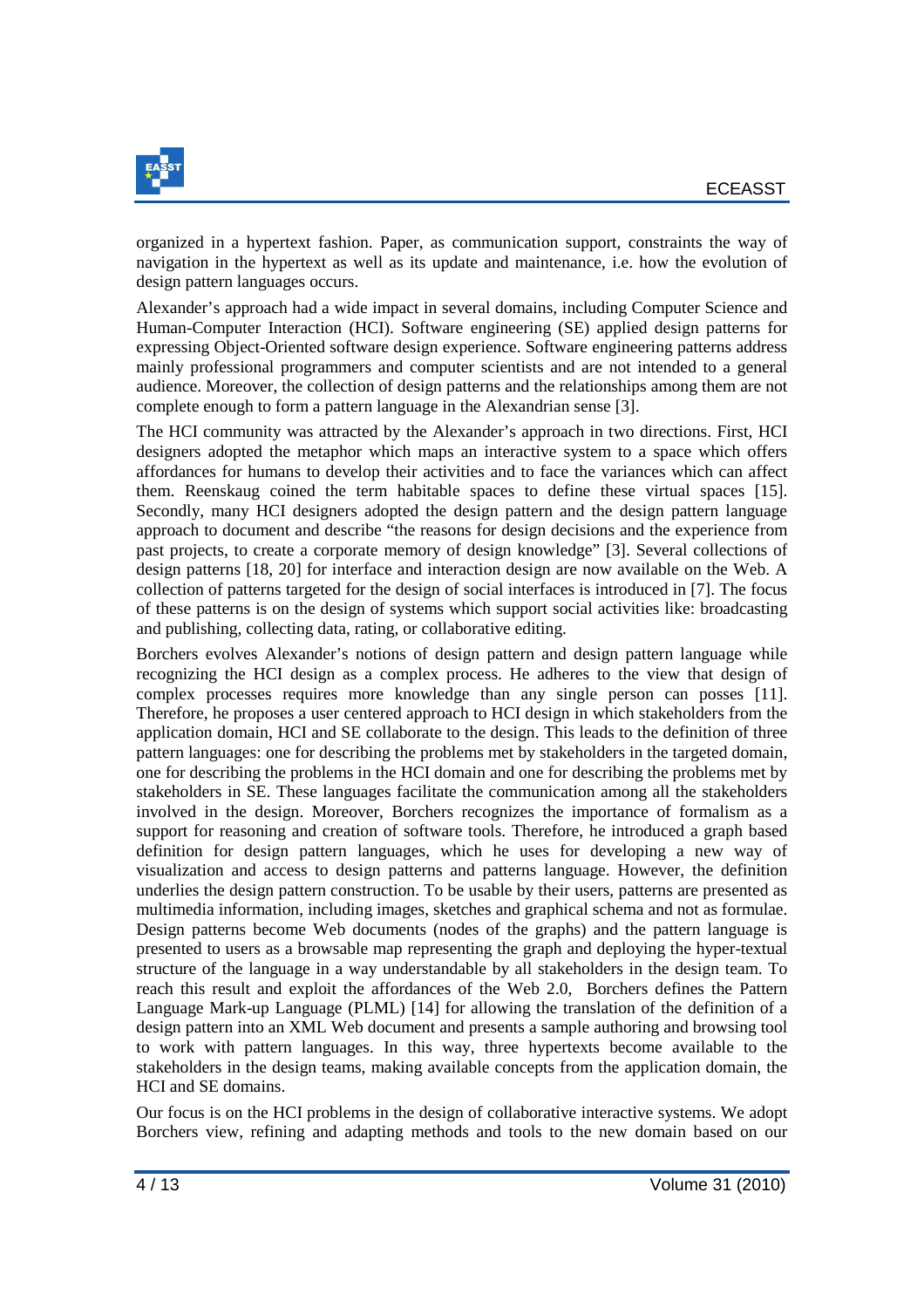organized in a hypertext fashion. Paper, as communication support, constraints the way of navigation in the hypertext as well as its update and maintenance, i.e. how the evolution of design pattern languages occurs.

Alexander's approach had a wide impact in several domains, including Computer Science and Human-Computer Interaction (HCI). Software engineering (SE) applied design patterns for expressing Object-Oriented software design experience. Software engineering patterns address mainly professional programmers and computer scientists and are not intended to a general audience. Moreover, the collection of design patterns and the relationships among them are not complete enough to form a pattern language in the Alexandrian sense [3].

The HCI community was attracted by the Alexander's approach in two directions. First, HCI designers adopted the metaphor which maps an interactive system to a space which offers affordances for humans to develop their activities and to face the variances which can affect them. Reenskaug coined the term habitable spaces to define these virtual spaces [15]. Secondly, many HCI designers adopted the design pattern and the design pattern language approach to document and describe "the reasons for design decisions and the experience from past projects, to create a corporate memory of design knowledge" [3]. Several collections of design patterns [18, 20] for interface and interaction design are now available on the Web. A collection of patterns targeted for the design of social interfaces is introduced in [7]. The focus of these patterns is on the design of systems which support social activities like: broadcasting and publishing, collecting data, rating, or collaborative editing.

Borchers evolves Alexander's notions of design pattern and design pattern language while recognizing the HCI design as a complex process. He adheres to the view that design of complex processes requires more knowledge than any single person can posses [11]. Therefore, he proposes a user centered approach to HCI design in which stakeholders from the application domain, HCI and SE collaborate to the design. This leads to the definition of three pattern languages: one for describing the problems met by stakeholders in the targeted domain, one for describing the problems in the HCI domain and one for describing the problems met by stakeholders in SE. These languages facilitate the communication among all the stakeholders involved in the design. Moreover, Borchers recognizes the importance of formalism as a support for reasoning and creation of software tools. Therefore, he introduced a graph based definition for design pattern languages, which he uses for developing a new way of visualization and access to design patterns and patterns language. However, the definition underlies the design pattern construction. To be usable by their users, patterns are presented as multimedia information, including images, sketches and graphical schema and not as formulae. Design patterns become Web documents (nodes of the graphs) and the pattern language is presented to users as a browsable map representing the graph and deploying the hyper-textual structure of the language in a way understandable by all stakeholders in the design team. To reach this result and exploit the affordances of the Web 2.0, Borchers defines the Pattern Language Mark-up Language (PLML) [14] for allowing the translation of the definition of a design pattern into an XML Web document and presents a sample authoring and browsing tool to work with pattern languages. In this way, three hypertexts become available to the stakeholders in the design teams, making available concepts from the application domain, the HCI and SE domains.

Our focus is on the HCI problems in the design of collaborative interactive systems. We adopt Borchers view, refining and adapting methods and tools to the new domain based on our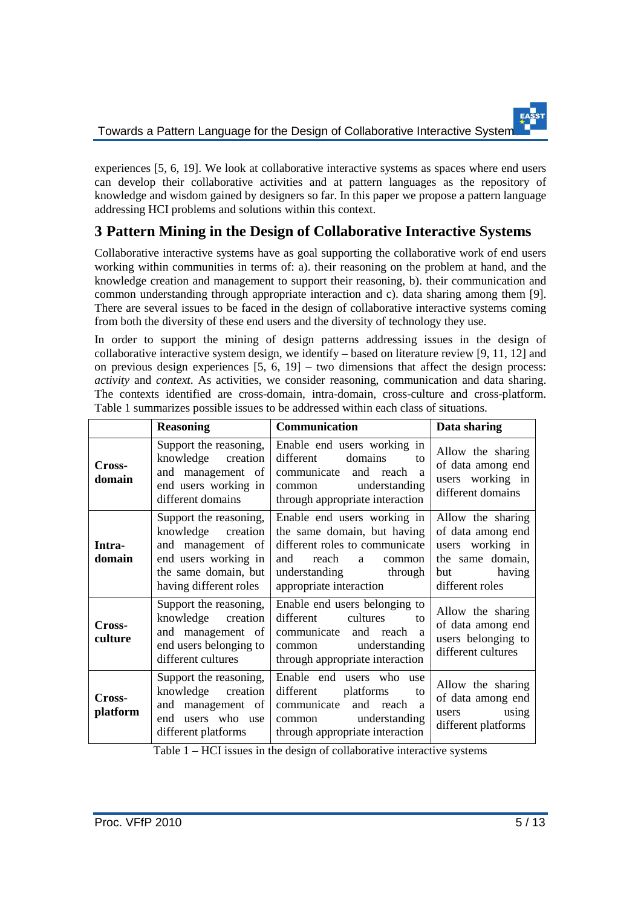experiences [5, 6, 19]. We look at collaborative interactive systems as spaces where end users can develop their collaborative activities and at pattern languages as the repository of knowledge and wisdom gained by designers so far. In this paper we propose a pattern language addressing HCI problems and solutions within this context.

## 3 Pattern Mining in the Design of Collaborative Interactive Systems

Collaborative interactive systems have as goal supporting the collaborative work of end users working within communities in terms of: a). their reasoning on the problem at hand, and the knowledge creation and management to support their reasoning, b). their communication and common understanding through appropriate interaction and c). data sharing among them [9]. There are several issues to be faced in the design of collaborative interactive systems coming from both the diversity of these end users and the diversity of technology they use.

In order to support the mining of design patterns addressing issues in the design of collaborative interactive system design, we identify – based on literature review [9, 11, 12] and on previous design experiences [5, 6, 19] – two dimensions that affect the design process: *activity* and *context*. As activities, we consider reasoning, communication and data sharing. The contexts identified are cross-domain, intra-domain, cross-culture and cross-platform. Table 1 summarizes possible issues to be addressed within each class of situations.

| | **Reasoning** | **Communication** | **Data sharing** |
|---|---|---|---|
| **Cross-domain** | Support the reasoning, knowledge creation and management of end users working in different domains | Enable end users working in different domains to communicate and reach a common understanding through appropriate interaction | Allow the sharing of data among end users working in different domains |
| **Intra-domain** | Support the reasoning, knowledge creation and management of end users working in the same domain, but having different roles | Enable end users working in the same domain, but having different roles to communicate and reach a common understanding through appropriate interaction | Allow the sharing of data among end users working in the same domain, but having different roles |
| **Cross-culture** | Support the reasoning, knowledge creation and management of end users belonging to different cultures | Enable end users belonging to different cultures to communicate and reach a common understanding through appropriate interaction | Allow the sharing of data among end users belonging to different cultures |
| **Cross-platform** | Support the reasoning, knowledge creation and management of end users who use different platforms | Enable end users who use different platforms to communicate and reach a common understanding through appropriate interaction | Allow the sharing of data among end users using different platforms |

Table 1 – HCI issues in the design of collaborative interactive systems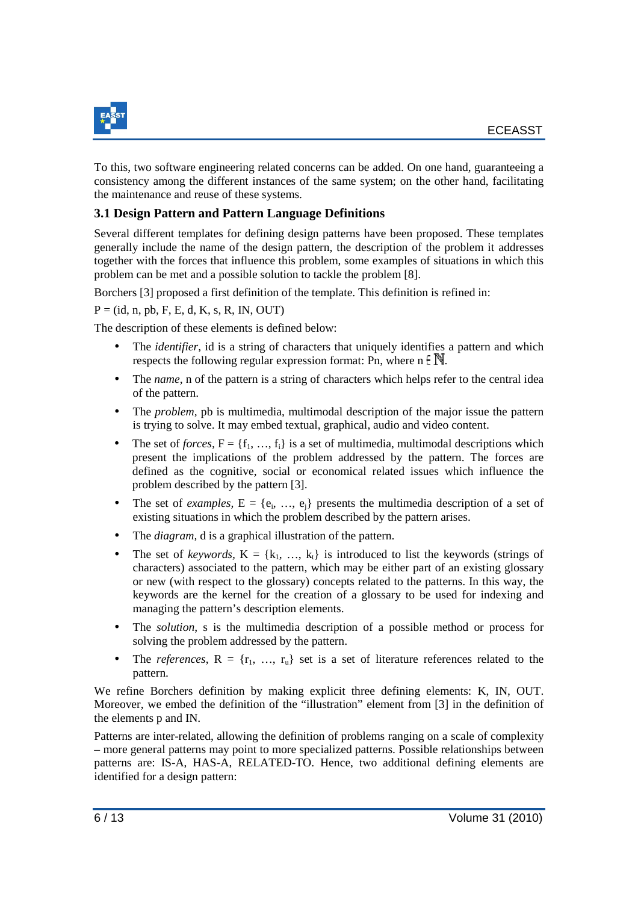To this, two software engineering related concerns can be added. On one hand, guaranteeing a consistency among the different instances of the same system; on the other hand, facilitating the maintenance and reuse of these systems.

### 3.1 Design Pattern and Pattern Language Definitions

Several different templates for defining design patterns have been proposed. These templates generally include the name of the design pattern, the description of the problem it addresses together with the forces that influence this problem, some examples of situations in which this problem can be met and a possible solution to tackle the problem [8].

Borchers [3] proposed a first definition of the template. This definition is refined in:

P = (id, n, pb, F, E, d, K, s, R, IN, OUT)

The description of these elements is defined below:

- The *identifier*, id is a string of characters that uniquely identifies a pattern and which respects the following regular expression format: Pn, where $n \in \mathbb{N}$.
- The *name*, n of the pattern is a string of characters which helps refer to the central idea of the pattern.
- The *problem*, pb is multimedia, multimodal description of the major issue the pattern is trying to solve. It may embed textual, graphical, audio and video content.
- The set of *forces*, $F = \{f_1, \ldots, f_i\}$ is a set of multimedia, multimodal descriptions which present the implications of the problem addressed by the pattern. The forces are defined as the cognitive, social or economical related issues which influence the problem described by the pattern [3].
- The set of *examples*, $E = \{e_i, \ldots, e_j\}$ presents the multimedia description of a set of existing situations in which the problem described by the pattern arises.
- The *diagram*, d is a graphical illustration of the pattern.
- The set of *keywords*, $K = \{k_1, \ldots, k_t\}$ is introduced to list the keywords (strings of characters) associated to the pattern, which may be either part of an existing glossary or new (with respect to the glossary) concepts related to the patterns. In this way, the keywords are the kernel for the creation of a glossary to be used for indexing and managing the pattern's description elements.
- The *solution*, s is the multimedia description of a possible method or process for solving the problem addressed by the pattern.
- The *references*, $R = \{r_1, \ldots, r_u\}$ set is a set of literature references related to the pattern.

We refine Borchers definition by making explicit three defining elements: K, IN, OUT. Moreover, we embed the definition of the "illustration" element from [3] in the definition of the elements p and IN.

Patterns are inter-related, allowing the definition of problems ranging on a scale of complexity – more general patterns may point to more specialized patterns. Possible relationships between patterns are: IS-A, HAS-A, RELATED-TO. Hence, two additional defining elements are identified for a design pattern: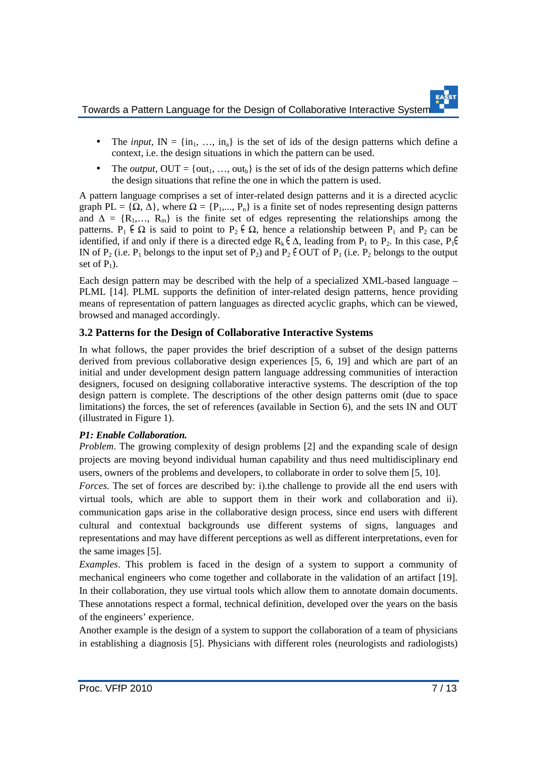- The *input*, $IN = \{in_1, \ldots, in_a\}$ is the set of ids of the design patterns which define a context, i.e. the design situations in which the pattern can be used.
- The *output*, $OUT = \{out_1, \ldots, out_b\}$ is the set of ids of the design patterns which define the design situations that refine the one in which the pattern is used.

A pattern language comprises a set of inter-related design patterns and it is a directed acyclic graph $PL = \{\Omega, \Delta\}$, where $\Omega = \{P_1,\ldots, P_n\}$ is a finite set of nodes representing design patterns and $\Delta = \{R_1,\ldots, R_m\}$ is the finite set of edges representing the relationships among the patterns. $P_1 \in \Omega$ is said to point to $P_2 \in \Omega$, hence a relationship between $P_1$ and $P_2$ can be identified, if and only if there is a directed edge $R_k \in \Delta$, leading from $P_1$ to $P_2$. In this case, $P_1 \in$ IN of $P_2$ (i.e. $P_1$ belongs to the input set of $P_2$) and $P_2 \in$ OUT of $P_1$ (i.e. $P_2$ belongs to the output set of $P_1$).

Each design pattern may be described with the help of a specialized XML-based language – PLML [14]. PLML supports the definition of inter-related design patterns, hence providing means of representation of pattern languages as directed acyclic graphs, which can be viewed, browsed and managed accordingly.

### 3.2 Patterns for the Design of Collaborative Interactive Systems

In what follows, the paper provides the brief description of a subset of the design patterns derived from previous collaborative design experiences [5, 6, 19] and which are part of an initial and under development design pattern language addressing communities of interaction designers, focused on designing collaborative interactive systems. The description of the top design pattern is complete. The descriptions of the other design patterns omit (due to space limitations) the forces, the set of references (available in Section 6), and the sets IN and OUT (illustrated in Figure 1).

***P1: Enable Collaboration.***

*Problem*. The growing complexity of design problems [2] and the expanding scale of design projects are moving beyond individual human capability and thus need multidisciplinary end users, owners of the problems and developers, to collaborate in order to solve them [5, 10].

*Forces.* The set of forces are described by: i).the challenge to provide all the end users with virtual tools, which are able to support them in their work and collaboration and ii). communication gaps arise in the collaborative design process, since end users with different cultural and contextual backgrounds use different systems of signs, languages and representations and may have different perceptions as well as different interpretations, even for the same images [5].

*Examples*. This problem is faced in the design of a system to support a community of mechanical engineers who come together and collaborate in the validation of an artifact [19]. In their collaboration, they use virtual tools which allow them to annotate domain documents. These annotations respect a formal, technical definition, developed over the years on the basis of the engineers' experience.

Another example is the design of a system to support the collaboration of a team of physicians in establishing a diagnosis [5]. Physicians with different roles (neurologists and radiologists)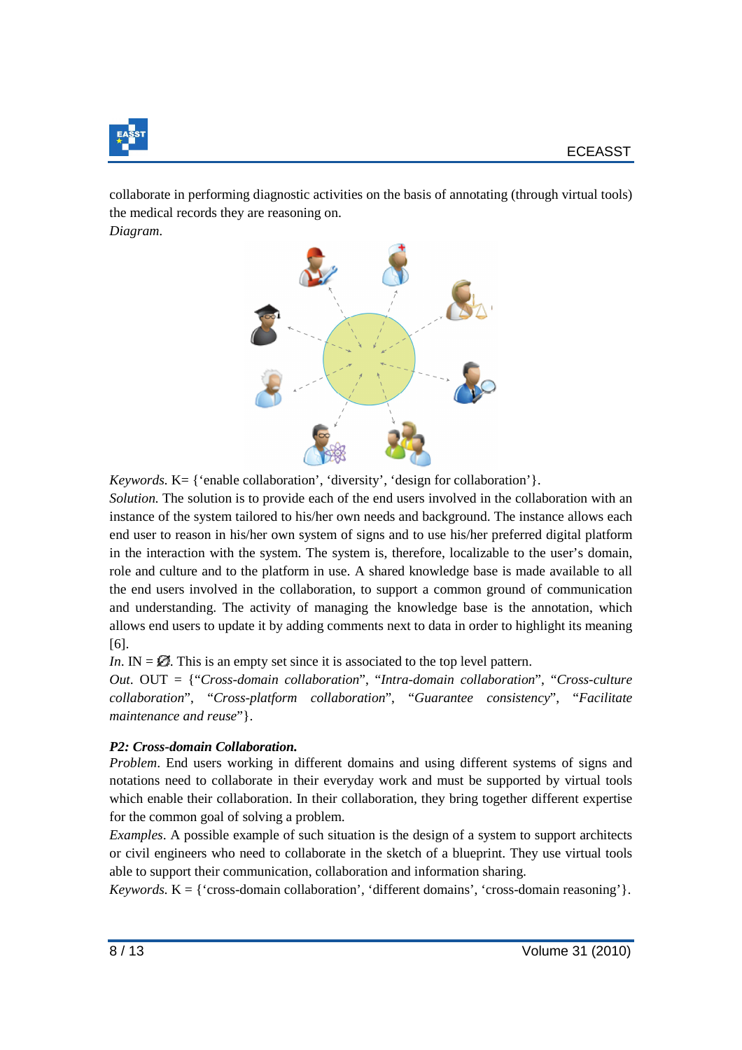collaborate in performing diagnostic activities on the basis of annotating (through virtual tools) the medical records they are reasoning on.

*Diagram.*

*Keywords.* K= {'enable collaboration', 'diversity', 'design for collaboration'}.

*Solution.* The solution is to provide each of the end users involved in the collaboration with an instance of the system tailored to his/her own needs and background. The instance allows each end user to reason in his/her own system of signs and to use his/her preferred digital platform in the interaction with the system. The system is, therefore, localizable to the user's domain, role and culture and to the platform in use. A shared knowledge base is made available to all the end users involved in the collaboration, to support a common ground of communication and understanding. The activity of managing the knowledge base is the annotation, which allows end users to update it by adding comments next to data in order to highlight its meaning [6].

*In*. IN = $\varnothing$. This is an empty set since it is associated to the top level pattern.

*Out*. OUT = {"*Cross-domain collaboration*", "*Intra-domain collaboration*", "*Cross-culture collaboration*", "*Cross-platform collaboration*", "*Guarantee consistency*", "*Facilitate maintenance and reuse*"}.

***P2: Cross-domain Collaboration.***

*Problem*. End users working in different domains and using different systems of signs and notations need to collaborate in their everyday work and must be supported by virtual tools which enable their collaboration. In their collaboration, they bring together different expertise for the common goal of solving a problem.

*Examples*. A possible example of such situation is the design of a system to support architects or civil engineers who need to collaborate in the sketch of a blueprint. They use virtual tools able to support their communication, collaboration and information sharing.

*Keywords.* K = {'cross-domain collaboration', 'different domains', 'cross-domain reasoning'}.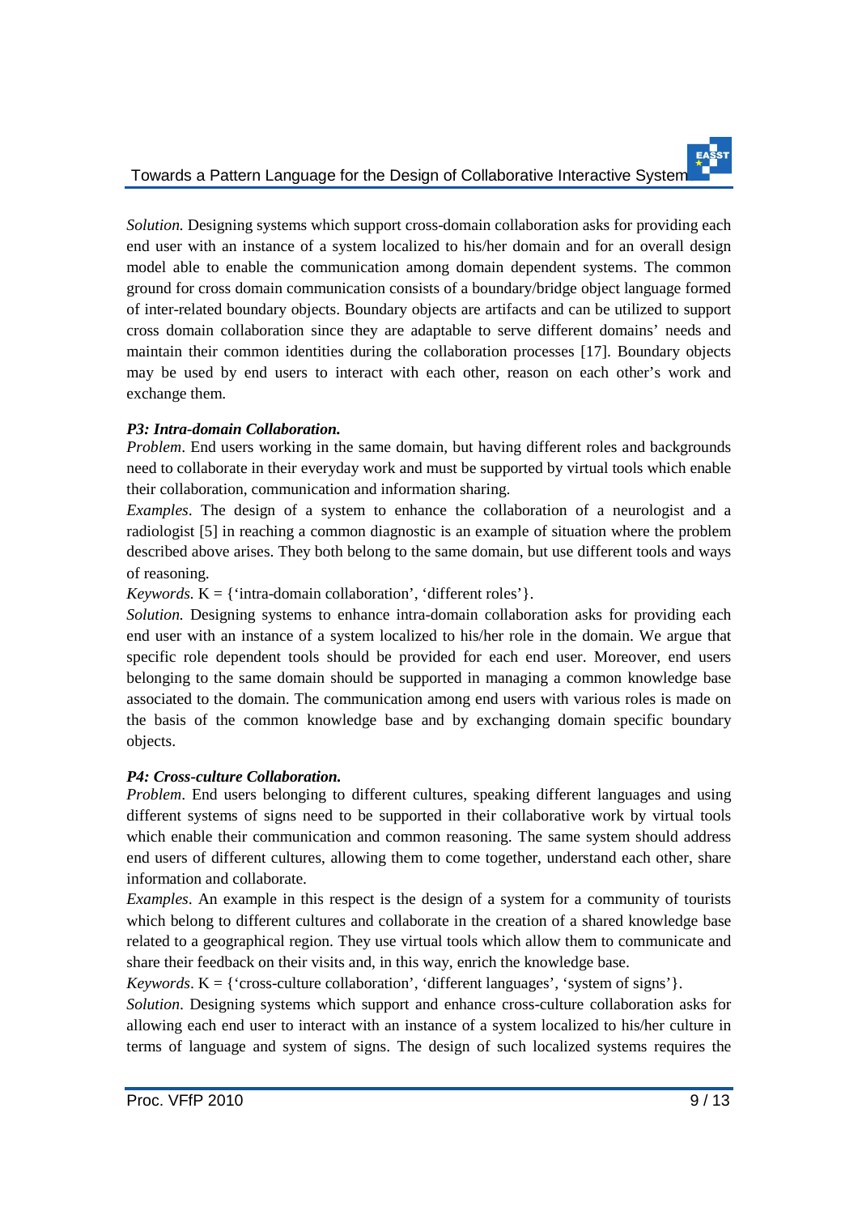*Solution.* Designing systems which support cross-domain collaboration asks for providing each end user with an instance of a system localized to his/her domain and for an overall design model able to enable the communication among domain dependent systems. The common ground for cross domain communication consists of a boundary/bridge object language formed of inter-related boundary objects. Boundary objects are artifacts and can be utilized to support cross domain collaboration since they are adaptable to serve different domains' needs and maintain their common identities during the collaboration processes [17]. Boundary objects may be used by end users to interact with each other, reason on each other's work and exchange them.

***P3: Intra-domain Collaboration.***

*Problem*. End users working in the same domain, but having different roles and backgrounds need to collaborate in their everyday work and must be supported by virtual tools which enable their collaboration, communication and information sharing.

*Examples*. The design of a system to enhance the collaboration of a neurologist and a radiologist [5] in reaching a common diagnostic is an example of situation where the problem described above arises. They both belong to the same domain, but use different tools and ways of reasoning.

*Keywords.* K = {'intra-domain collaboration', 'different roles'}.

*Solution.* Designing systems to enhance intra-domain collaboration asks for providing each end user with an instance of a system localized to his/her role in the domain. We argue that specific role dependent tools should be provided for each end user. Moreover, end users belonging to the same domain should be supported in managing a common knowledge base associated to the domain. The communication among end users with various roles is made on the basis of the common knowledge base and by exchanging domain specific boundary objects.

***P4: Cross-culture Collaboration.***

*Problem*. End users belonging to different cultures, speaking different languages and using different systems of signs need to be supported in their collaborative work by virtual tools which enable their communication and common reasoning. The same system should address end users of different cultures, allowing them to come together, understand each other, share information and collaborate.

*Examples*. An example in this respect is the design of a system for a community of tourists which belong to different cultures and collaborate in the creation of a shared knowledge base related to a geographical region. They use virtual tools which allow them to communicate and share their feedback on their visits and, in this way, enrich the knowledge base.

*Keywords*. K = {'cross-culture collaboration', 'different languages', 'system of signs'}.

*Solution*. Designing systems which support and enhance cross-culture collaboration asks for allowing each end user to interact with an instance of a system localized to his/her culture in terms of language and system of signs. The design of such localized systems requires the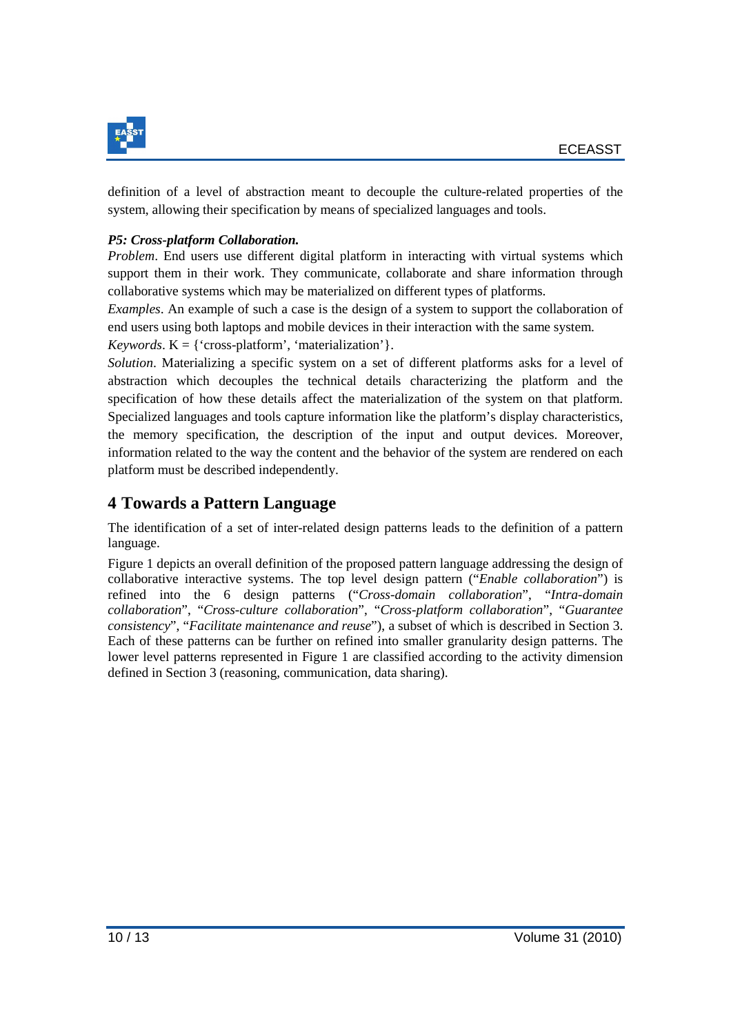definition of a level of abstraction meant to decouple the culture-related properties of the system, allowing their specification by means of specialized languages and tools.

***P5: Cross-platform Collaboration.***

*Problem*. End users use different digital platform in interacting with virtual systems which support them in their work. They communicate, collaborate and share information through collaborative systems which may be materialized on different types of platforms.

*Examples*. An example of such a case is the design of a system to support the collaboration of end users using both laptops and mobile devices in their interaction with the same system.

*Keywords*. K = {'cross-platform', 'materialization'}.

*Solution*. Materializing a specific system on a set of different platforms asks for a level of abstraction which decouples the technical details characterizing the platform and the specification of how these details affect the materialization of the system on that platform. Specialized languages and tools capture information like the platform's display characteristics, the memory specification, the description of the input and output devices. Moreover, information related to the way the content and the behavior of the system are rendered on each platform must be described independently.

## 4 Towards a Pattern Language

The identification of a set of inter-related design patterns leads to the definition of a pattern language.

Figure 1 depicts an overall definition of the proposed pattern language addressing the design of collaborative interactive systems. The top level design pattern ("*Enable collaboration*") is refined into the 6 design patterns ("*Cross-domain collaboration*", "*Intra-domain collaboration*", "*Cross-culture collaboration*", "*Cross-platform collaboration*", "*Guarantee consistency*", "*Facilitate maintenance and reuse*"), a subset of which is described in Section 3. Each of these patterns can be further on refined into smaller granularity design patterns. The lower level patterns represented in Figure 1 are classified according to the activity dimension defined in Section 3 (reasoning, communication, data sharing).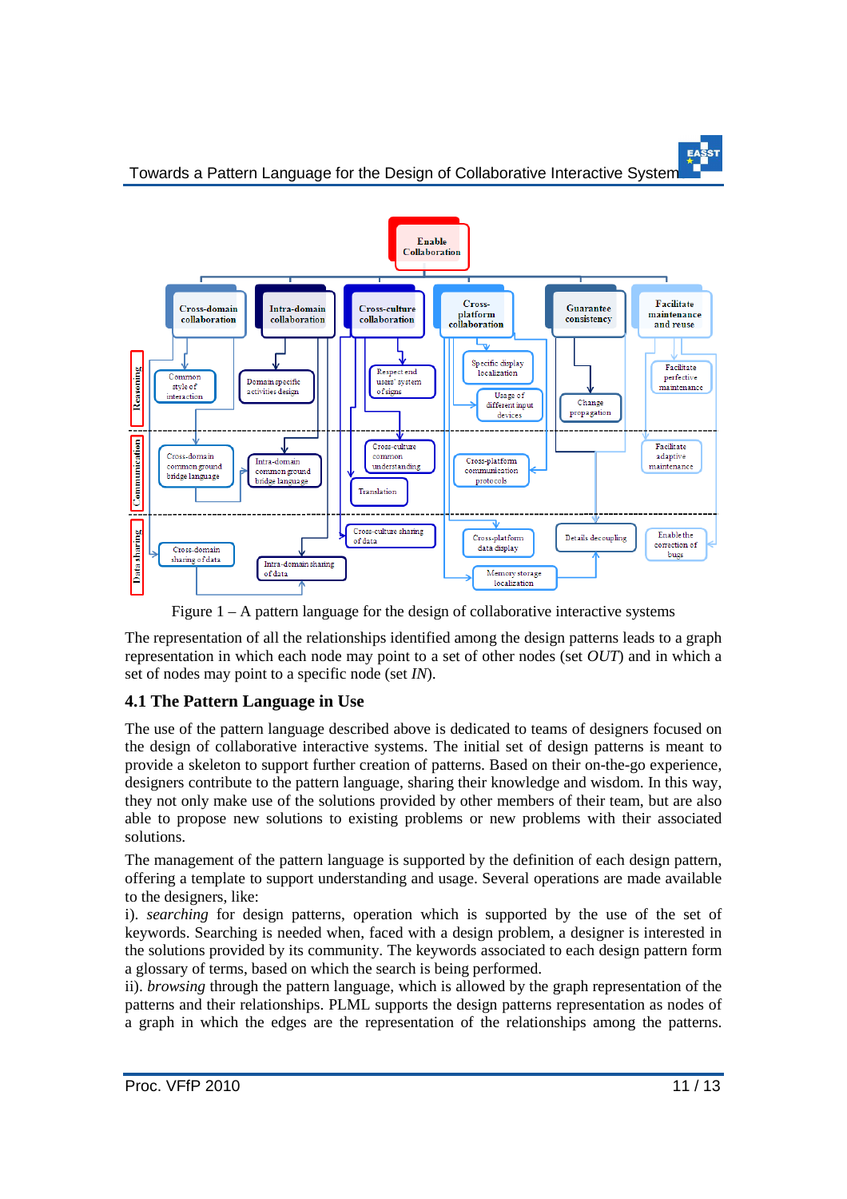Figure 1 – A pattern language for the design of collaborative interactive systems

The representation of all the relationships identified among the design patterns leads to a graph representation in which each node may point to a set of other nodes (set *OUT*) and in which a set of nodes may point to a specific node (set *IN*).

### 4.1 The Pattern Language in Use

The use of the pattern language described above is dedicated to teams of designers focused on the design of collaborative interactive systems. The initial set of design patterns is meant to provide a skeleton to support further creation of patterns. Based on their on-the-go experience, designers contribute to the pattern language, sharing their knowledge and wisdom. In this way, they not only make use of the solutions provided by other members of their team, but are also able to propose new solutions to existing problems or new problems with their associated solutions.

The management of the pattern language is supported by the definition of each design pattern, offering a template to support understanding and usage. Several operations are made available to the designers, like:

i). *searching* for design patterns, operation which is supported by the use of the set of keywords. Searching is needed when, faced with a design problem, a designer is interested in the solutions provided by its community. The keywords associated to each design pattern form a glossary of terms, based on which the search is being performed.

ii). *browsing* through the pattern language, which is allowed by the graph representation of the patterns and their relationships. PLML supports the design patterns representation as nodes of a graph in which the edges are the representation of the relationships among the patterns.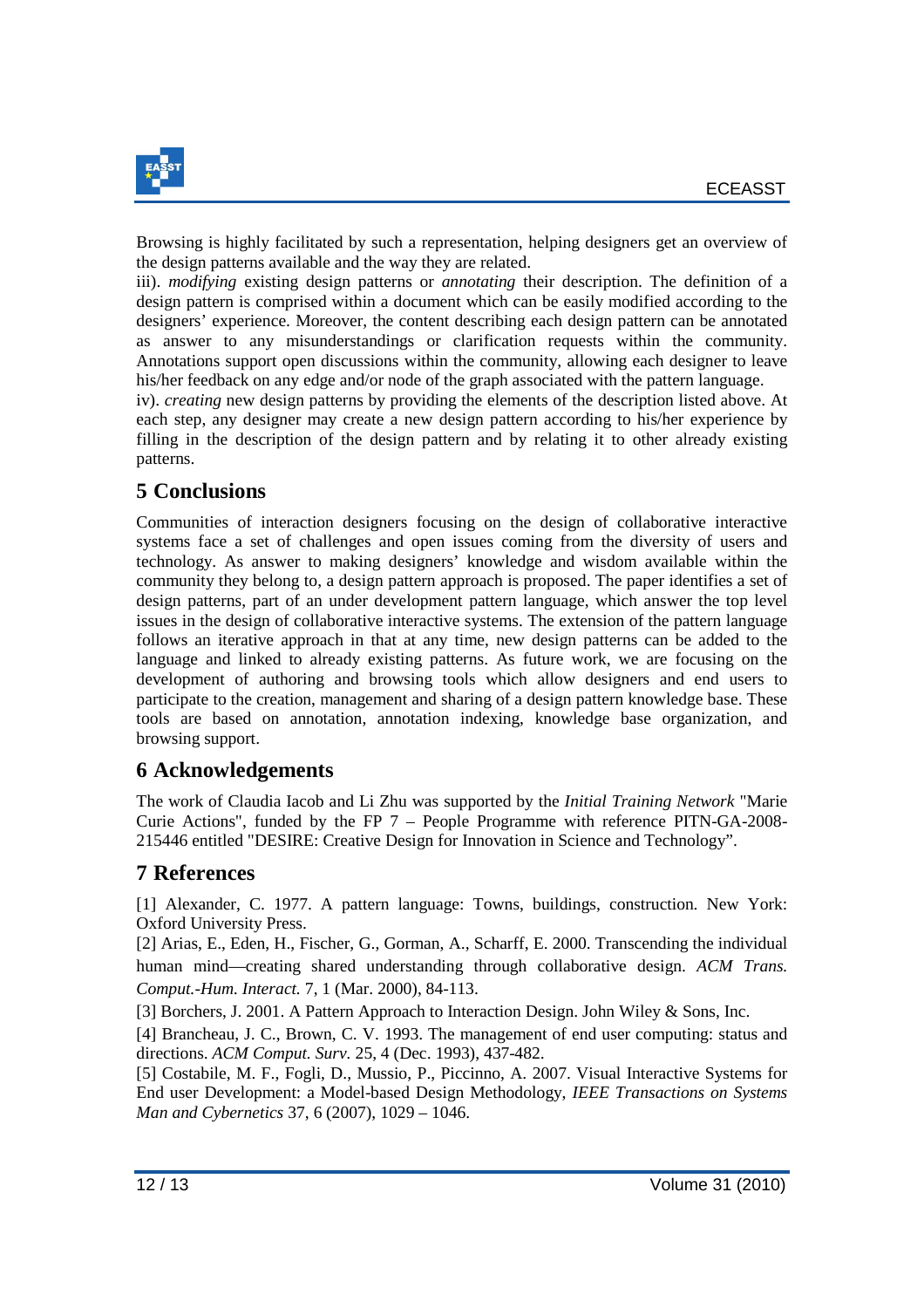Browsing is highly facilitated by such a representation, helping designers get an overview of the design patterns available and the way they are related.

iii). *modifying* existing design patterns or *annotating* their description. The definition of a design pattern is comprised within a document which can be easily modified according to the designers' experience. Moreover, the content describing each design pattern can be annotated as answer to any misunderstandings or clarification requests within the community. Annotations support open discussions within the community, allowing each designer to leave his/her feedback on any edge and/or node of the graph associated with the pattern language.

iv). *creating* new design patterns by providing the elements of the description listed above. At each step, any designer may create a new design pattern according to his/her experience by filling in the description of the design pattern and by relating it to other already existing patterns.

## 5 Conclusions

Communities of interaction designers focusing on the design of collaborative interactive systems face a set of challenges and open issues coming from the diversity of users and technology. As answer to making designers' knowledge and wisdom available within the community they belong to, a design pattern approach is proposed. The paper identifies a set of design patterns, part of an under development pattern language, which answer the top level issues in the design of collaborative interactive systems. The extension of the pattern language follows an iterative approach in that at any time, new design patterns can be added to the language and linked to already existing patterns. As future work, we are focusing on the development of authoring and browsing tools which allow designers and end users to participate to the creation, management and sharing of a design pattern knowledge base. These tools are based on annotation, annotation indexing, knowledge base organization, and browsing support.

## 6 Acknowledgements

The work of Claudia Iacob and Li Zhu was supported by the *Initial Training Network* "Marie Curie Actions", funded by the FP 7 – People Programme with reference PITN-GA-2008-215446 entitled "DESIRE: Creative Design for Innovation in Science and Technology".

## 7 References

[1] Alexander, C. 1977. A pattern language: Towns, buildings, construction. New York: Oxford University Press.

[2] Arias, E., Eden, H., Fischer, G., Gorman, A., Scharff, E. 2000. Transcending the individual human mind—creating shared understanding through collaborative design. *ACM Trans. Comput.-Hum. Interact.* 7, 1 (Mar. 2000), 84-113.

[3] Borchers, J. 2001. A Pattern Approach to Interaction Design. John Wiley & Sons, Inc.

[4] Brancheau, J. C., Brown, C. V. 1993. The management of end user computing: status and directions. *ACM Comput. Surv.* 25, 4 (Dec. 1993), 437-482.

[5] Costabile, M. F., Fogli, D., Mussio, P., Piccinno, A. 2007. Visual Interactive Systems for End user Development: a Model-based Design Methodology, *IEEE Transactions on Systems Man and Cybernetics* 37, 6 (2007), 1029 – 1046.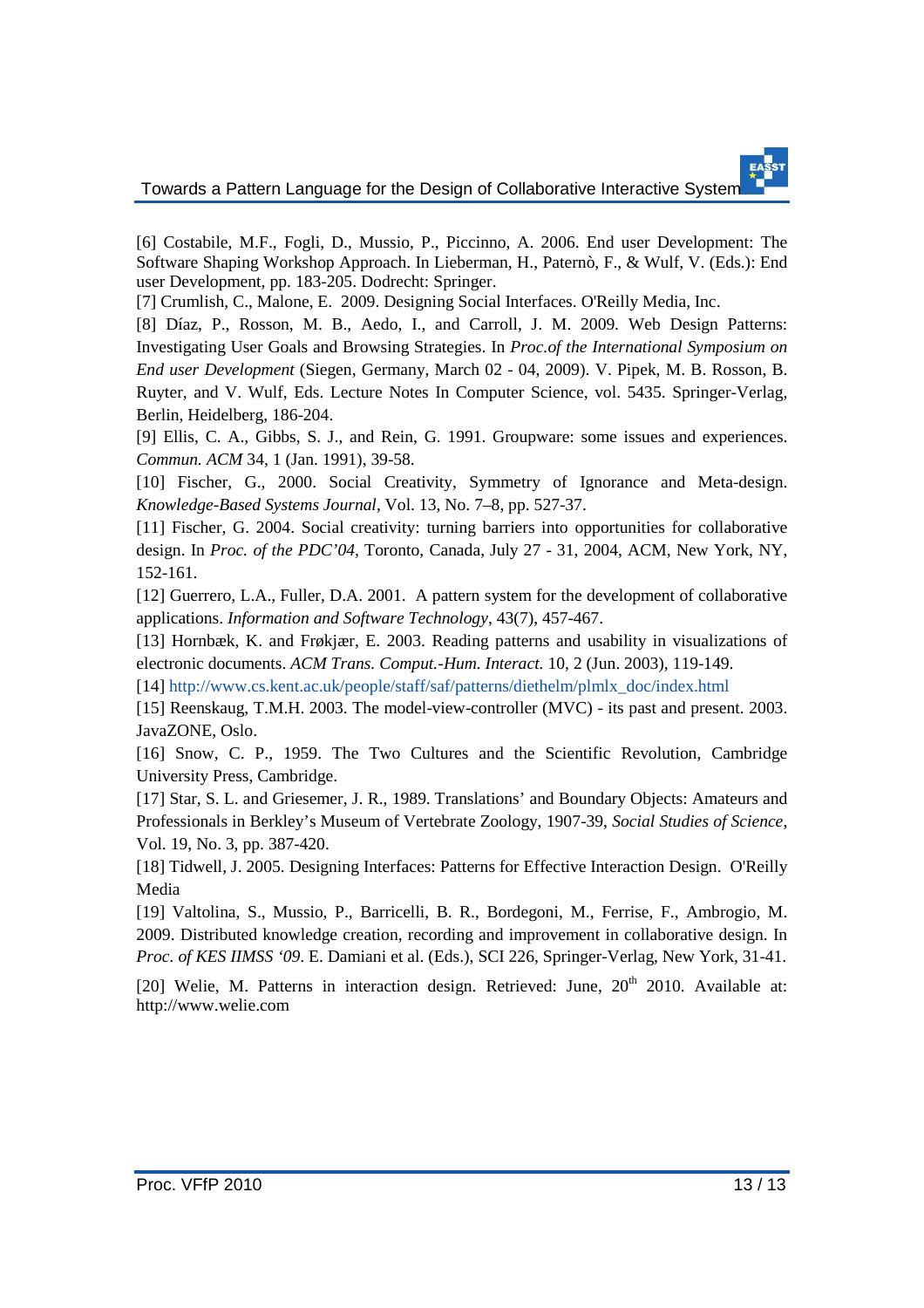[6] Costabile, M.F., Fogli, D., Mussio, P., Piccinno, A. 2006. End user Development: The Software Shaping Workshop Approach. In Lieberman, H., Paternò, F., & Wulf, V. (Eds.): End user Development, pp. 183-205. Dodrecht: Springer.

[7] Crumlish, C., Malone, E. 2009. Designing Social Interfaces. O'Reilly Media, Inc.

[8] Díaz, P., Rosson, M. B., Aedo, I., and Carroll, J. M. 2009. Web Design Patterns: Investigating User Goals and Browsing Strategies. In *Proc.of the International Symposium on End user Development* (Siegen, Germany, March 02 - 04, 2009). V. Pipek, M. B. Rosson, B. Ruyter, and V. Wulf, Eds. Lecture Notes In Computer Science, vol. 5435. Springer-Verlag, Berlin, Heidelberg, 186-204.

[9] Ellis, C. A., Gibbs, S. J., and Rein, G. 1991. Groupware: some issues and experiences. *Commun. ACM* 34, 1 (Jan. 1991), 39-58.

[10] Fischer, G., 2000. Social Creativity, Symmetry of Ignorance and Meta-design. *Knowledge-Based Systems Journal*, Vol. 13, No. 7–8, pp. 527-37.

[11] Fischer, G. 2004. Social creativity: turning barriers into opportunities for collaborative design. In *Proc. of the PDC'04,* Toronto, Canada, July 27 - 31, 2004, ACM, New York, NY, 152-161.

[12] Guerrero, L.A., Fuller, D.A. 2001. A pattern system for the development of collaborative applications. *Information and Software Technology*, 43(7), 457-467.

[13] Hornbæk, K. and Frøkjær, E. 2003. Reading patterns and usability in visualizations of electronic documents. *ACM Trans. Comput.-Hum. Interact.* 10, 2 (Jun. 2003), 119-149.

[14] http://www.cs.kent.ac.uk/people/staff/saf/patterns/diethelm/plmlx_doc/index.html

[15] Reenskaug, T.M.H. 2003. The model-view-controller (MVC) - its past and present. 2003. JavaZONE, Oslo.

[16] Snow, C. P., 1959. The Two Cultures and the Scientific Revolution, Cambridge University Press, Cambridge.

[17] Star, S. L. and Griesemer, J. R., 1989. Translations' and Boundary Objects: Amateurs and Professionals in Berkley's Museum of Vertebrate Zoology, 1907-39, *Social Studies of Science*, Vol. 19, No. 3, pp. 387-420.

[18] Tidwell, J. 2005. Designing Interfaces: Patterns for Effective Interaction Design. O'Reilly Media

[19] Valtolina, S., Mussio, P., Barricelli, B. R., Bordegoni, M., Ferrise, F., Ambrogio, M. 2009. Distributed knowledge creation, recording and improvement in collaborative design. In *Proc. of KES IIMSS '09*. E. Damiani et al. (Eds.), SCI 226, Springer-Verlag, New York, 31-41.

[20] Welie, M. Patterns in interaction design. Retrieved: June, 20th 2010. Available at: http://www.welie.com